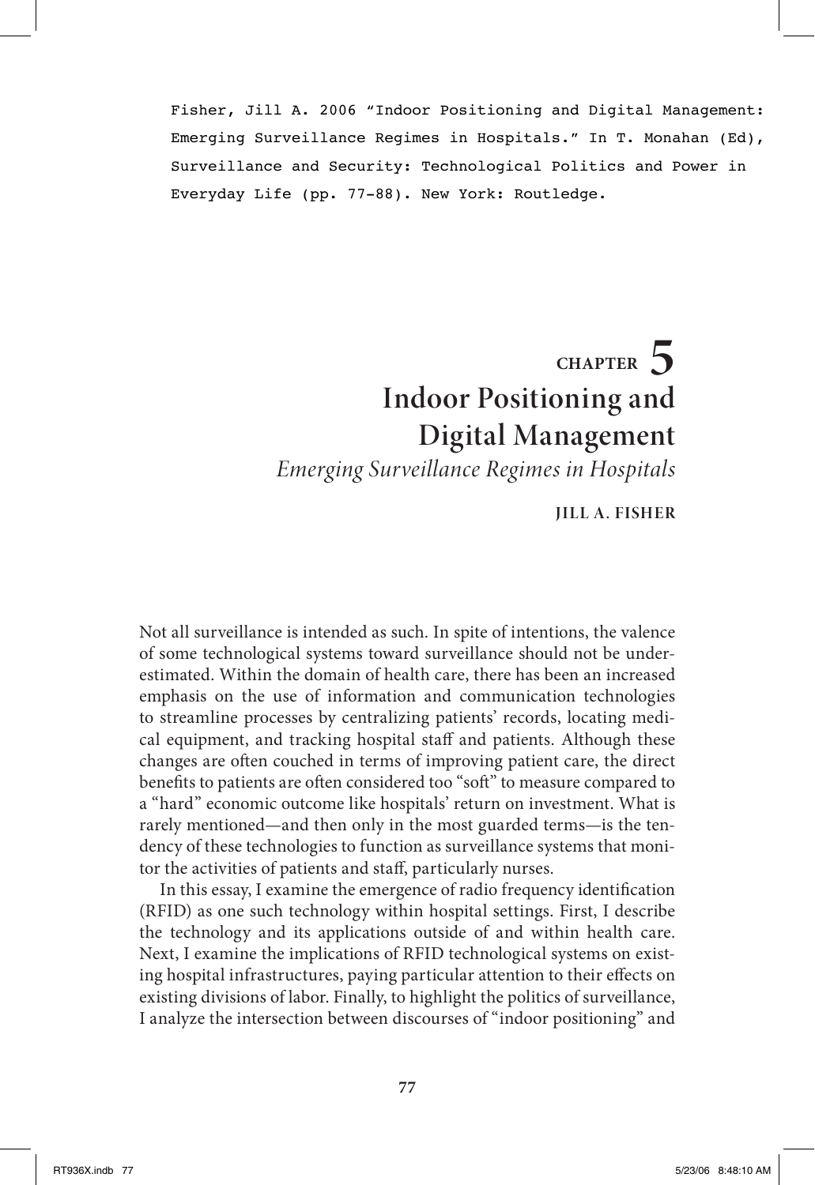Fisher, Jill A. 2006 "Indoor Positioning and Digital Management: Emerging Surveillance Regimes in Hospitals." In T. Monahan (Ed), Surveillance and Security: Technological Politics and Power in Everyday Life (pp. 77-88). New York: Routledge.

# CHAPTER 5
# Indoor Positioning and Digital Management

*Emerging Surveillance Regimes in Hospitals*

**JILL A. FISHER**

Not all surveillance is intended as such. In spite of intentions, the valence of some technological systems toward surveillance should not be underestimated. Within the domain of health care, there has been an increased emphasis on the use of information and communication technologies to streamline processes by centralizing patients' records, locating medical equipment, and tracking hospital staff and patients. Although these changes are often couched in terms of improving patient care, the direct benefits to patients are often considered too "soft" to measure compared to a "hard" economic outcome like hospitals' return on investment. What is rarely mentioned—and then only in the most guarded terms—is the tendency of these technologies to function as surveillance systems that monitor the activities of patients and staff, particularly nurses.

In this essay, I examine the emergence of radio frequency identification (RFID) as one such technology within hospital settings. First, I describe the technology and its applications outside of and within health care. Next, I examine the implications of RFID technological systems on existing hospital infrastructures, paying particular attention to their effects on existing divisions of labor. Finally, to highlight the politics of surveillance, I analyze the intersection between discourses of "indoor positioning" and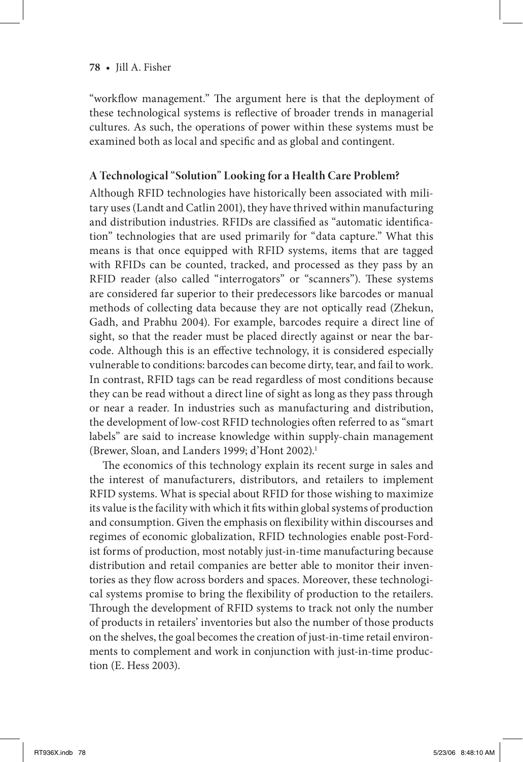"workflow management." The argument here is that the deployment of these technological systems is reflective of broader trends in managerial cultures. As such, the operations of power within these systems must be examined both as local and specific and as global and contingent.

## A Technological "Solution" Looking for a Health Care Problem?

Although RFID technologies have historically been associated with military uses (Landt and Catlin 2001), they have thrived within manufacturing and distribution industries. RFIDs are classified as "automatic identification" technologies that are used primarily for "data capture." What this means is that once equipped with RFID systems, items that are tagged with RFIDs can be counted, tracked, and processed as they pass by an RFID reader (also called "interrogators" or "scanners"). These systems are considered far superior to their predecessors like barcodes or manual methods of collecting data because they are not optically read (Zhekun, Gadh, and Prabhu 2004). For example, barcodes require a direct line of sight, so that the reader must be placed directly against or near the barcode. Although this is an effective technology, it is considered especially vulnerable to conditions: barcodes can become dirty, tear, and fail to work. In contrast, RFID tags can be read regardless of most conditions because they can be read without a direct line of sight as long as they pass through or near a reader. In industries such as manufacturing and distribution, the development of low-cost RFID technologies often referred to as "smart labels" are said to increase knowledge within supply-chain management (Brewer, Sloan, and Landers 1999; d'Hont 2002).[1]

The economics of this technology explain its recent surge in sales and the interest of manufacturers, distributors, and retailers to implement RFID systems. What is special about RFID for those wishing to maximize its value is the facility with which it fits within global systems of production and consumption. Given the emphasis on flexibility within discourses and regimes of economic globalization, RFID technologies enable post-Fordist forms of production, most notably just-in-time manufacturing because distribution and retail companies are better able to monitor their inventories as they flow across borders and spaces. Moreover, these technological systems promise to bring the flexibility of production to the retailers. Through the development of RFID systems to track not only the number of products in retailers' inventories but also the number of those products on the shelves, the goal becomes the creation of just-in-time retail environments to complement and work in conjunction with just-in-time production (E. Hess 2003).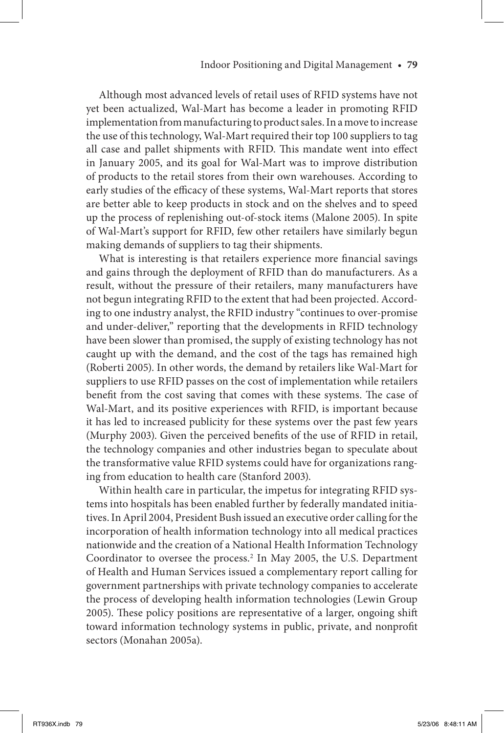Although most advanced levels of retail uses of RFID systems have not yet been actualized, Wal-Mart has become a leader in promoting RFID implementation from manufacturing to product sales. In a move to increase the use of this technology, Wal-Mart required their top 100 suppliers to tag all case and pallet shipments with RFID. This mandate went into effect in January 2005, and its goal for Wal-Mart was to improve distribution of products to the retail stores from their own warehouses. According to early studies of the efficacy of these systems, Wal-Mart reports that stores are better able to keep products in stock and on the shelves and to speed up the process of replenishing out-of-stock items (Malone 2005). In spite of Wal-Mart's support for RFID, few other retailers have similarly begun making demands of suppliers to tag their shipments.

What is interesting is that retailers experience more financial savings and gains through the deployment of RFID than do manufacturers. As a result, without the pressure of their retailers, many manufacturers have not begun integrating RFID to the extent that had been projected. According to one industry analyst, the RFID industry "continues to over-promise and under-deliver," reporting that the developments in RFID technology have been slower than promised, the supply of existing technology has not caught up with the demand, and the cost of the tags has remained high (Roberti 2005). In other words, the demand by retailers like Wal-Mart for suppliers to use RFID passes on the cost of implementation while retailers benefit from the cost saving that comes with these systems. The case of Wal-Mart, and its positive experiences with RFID, is important because it has led to increased publicity for these systems over the past few years (Murphy 2003). Given the perceived benefits of the use of RFID in retail, the technology companies and other industries began to speculate about the transformative value RFID systems could have for organizations ranging from education to health care (Stanford 2003).

Within health care in particular, the impetus for integrating RFID systems into hospitals has been enabled further by federally mandated initiatives. In April 2004, President Bush issued an executive order calling for the incorporation of health information technology into all medical practices nationwide and the creation of a National Health Information Technology Coordinator to oversee the process.[2] In May 2005, the U.S. Department of Health and Human Services issued a complementary report calling for government partnerships with private technology companies to accelerate the process of developing health information technologies (Lewin Group 2005). These policy positions are representative of a larger, ongoing shift toward information technology systems in public, private, and nonprofit sectors (Monahan 2005a).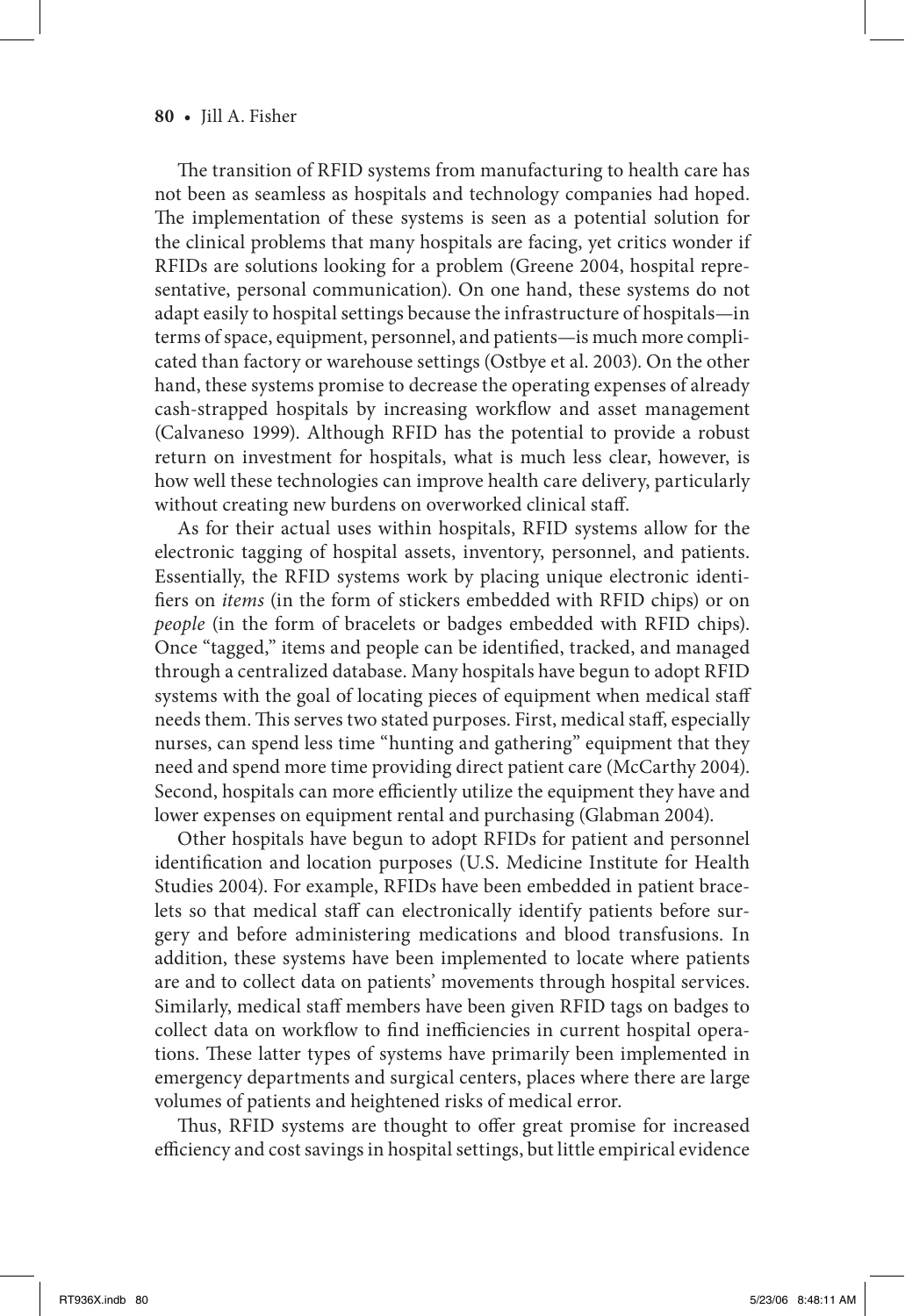The transition of RFID systems from manufacturing to health care has not been as seamless as hospitals and technology companies had hoped. The implementation of these systems is seen as a potential solution for the clinical problems that many hospitals are facing, yet critics wonder if RFIDs are solutions looking for a problem (Greene 2004, hospital representative, personal communication). On one hand, these systems do not adapt easily to hospital settings because the infrastructure of hospitals—in terms of space, equipment, personnel, and patients—is much more complicated than factory or warehouse settings (Ostbye et al. 2003). On the other hand, these systems promise to decrease the operating expenses of already cash-strapped hospitals by increasing workflow and asset management (Calvaneso 1999). Although RFID has the potential to provide a robust return on investment for hospitals, what is much less clear, however, is how well these technologies can improve health care delivery, particularly without creating new burdens on overworked clinical staff.

As for their actual uses within hospitals, RFID systems allow for the electronic tagging of hospital assets, inventory, personnel, and patients. Essentially, the RFID systems work by placing unique electronic identifiers on *items* (in the form of stickers embedded with RFID chips) or on *people* (in the form of bracelets or badges embedded with RFID chips). Once "tagged," items and people can be identified, tracked, and managed through a centralized database. Many hospitals have begun to adopt RFID systems with the goal of locating pieces of equipment when medical staff needs them. This serves two stated purposes. First, medical staff, especially nurses, can spend less time "hunting and gathering" equipment that they need and spend more time providing direct patient care (McCarthy 2004). Second, hospitals can more efficiently utilize the equipment they have and lower expenses on equipment rental and purchasing (Glabman 2004).

Other hospitals have begun to adopt RFIDs for patient and personnel identification and location purposes (U.S. Medicine Institute for Health Studies 2004). For example, RFIDs have been embedded in patient bracelets so that medical staff can electronically identify patients before surgery and before administering medications and blood transfusions. In addition, these systems have been implemented to locate where patients are and to collect data on patients' movements through hospital services. Similarly, medical staff members have been given RFID tags on badges to collect data on workflow to find inefficiencies in current hospital operations. These latter types of systems have primarily been implemented in emergency departments and surgical centers, places where there are large volumes of patients and heightened risks of medical error.

Thus, RFID systems are thought to offer great promise for increased efficiency and cost savings in hospital settings, but little empirical evidence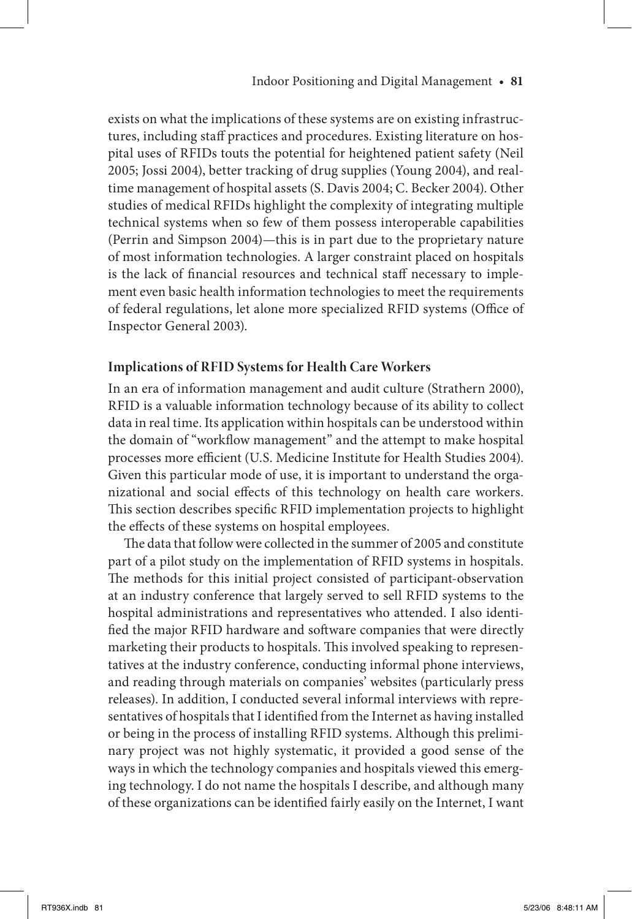exists on what the implications of these systems are on existing infrastructures, including staff practices and procedures. Existing literature on hospital uses of RFIDs touts the potential for heightened patient safety (Neil 2005; Jossi 2004), better tracking of drug supplies (Young 2004), and real-time management of hospital assets (S. Davis 2004; C. Becker 2004). Other studies of medical RFIDs highlight the complexity of integrating multiple technical systems when so few of them possess interoperable capabilities (Perrin and Simpson 2004)—this is in part due to the proprietary nature of most information technologies. A larger constraint placed on hospitals is the lack of financial resources and technical staff necessary to implement even basic health information technologies to meet the requirements of federal regulations, let alone more specialized RFID systems (Office of Inspector General 2003).

## Implications of RFID Systems for Health Care Workers

In an era of information management and audit culture (Strathern 2000), RFID is a valuable information technology because of its ability to collect data in real time. Its application within hospitals can be understood within the domain of "workflow management" and the attempt to make hospital processes more efficient (U.S. Medicine Institute for Health Studies 2004). Given this particular mode of use, it is important to understand the organizational and social effects of this technology on health care workers. This section describes specific RFID implementation projects to highlight the effects of these systems on hospital employees.

The data that follow were collected in the summer of 2005 and constitute part of a pilot study on the implementation of RFID systems in hospitals. The methods for this initial project consisted of participant-observation at an industry conference that largely served to sell RFID systems to the hospital administrations and representatives who attended. I also identified the major RFID hardware and software companies that were directly marketing their products to hospitals. This involved speaking to representatives at the industry conference, conducting informal phone interviews, and reading through materials on companies' websites (particularly press releases). In addition, I conducted several informal interviews with representatives of hospitals that I identified from the Internet as having installed or being in the process of installing RFID systems. Although this preliminary project was not highly systematic, it provided a good sense of the ways in which the technology companies and hospitals viewed this emerging technology. I do not name the hospitals I describe, and although many of these organizations can be identified fairly easily on the Internet, I want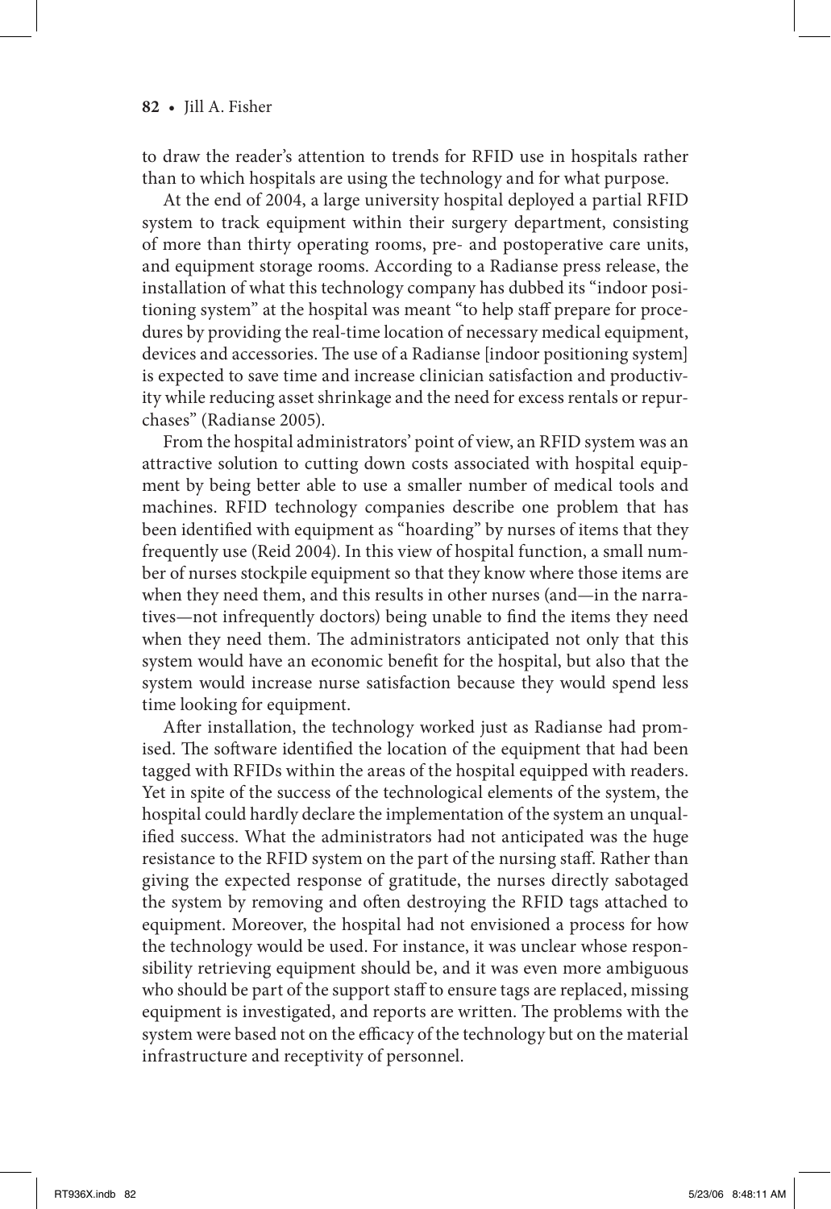to draw the reader's attention to trends for RFID use in hospitals rather than to which hospitals are using the technology and for what purpose.

At the end of 2004, a large university hospital deployed a partial RFID system to track equipment within their surgery department, consisting of more than thirty operating rooms, pre- and postoperative care units, and equipment storage rooms. According to a Radianse press release, the installation of what this technology company has dubbed its "indoor positioning system" at the hospital was meant "to help staff prepare for procedures by providing the real-time location of necessary medical equipment, devices and accessories. The use of a Radianse [indoor positioning system] is expected to save time and increase clinician satisfaction and productivity while reducing asset shrinkage and the need for excess rentals or repurchases" (Radianse 2005).

From the hospital administrators' point of view, an RFID system was an attractive solution to cutting down costs associated with hospital equipment by being better able to use a smaller number of medical tools and machines. RFID technology companies describe one problem that has been identified with equipment as "hoarding" by nurses of items that they frequently use (Reid 2004). In this view of hospital function, a small number of nurses stockpile equipment so that they know where those items are when they need them, and this results in other nurses (and—in the narratives—not infrequently doctors) being unable to find the items they need when they need them. The administrators anticipated not only that this system would have an economic benefit for the hospital, but also that the system would increase nurse satisfaction because they would spend less time looking for equipment.

After installation, the technology worked just as Radianse had promised. The software identified the location of the equipment that had been tagged with RFIDs within the areas of the hospital equipped with readers. Yet in spite of the success of the technological elements of the system, the hospital could hardly declare the implementation of the system an unqualified success. What the administrators had not anticipated was the huge resistance to the RFID system on the part of the nursing staff. Rather than giving the expected response of gratitude, the nurses directly sabotaged the system by removing and often destroying the RFID tags attached to equipment. Moreover, the hospital had not envisioned a process for how the technology would be used. For instance, it was unclear whose responsibility retrieving equipment should be, and it was even more ambiguous who should be part of the support staff to ensure tags are replaced, missing equipment is investigated, and reports are written. The problems with the system were based not on the efficacy of the technology but on the material infrastructure and receptivity of personnel.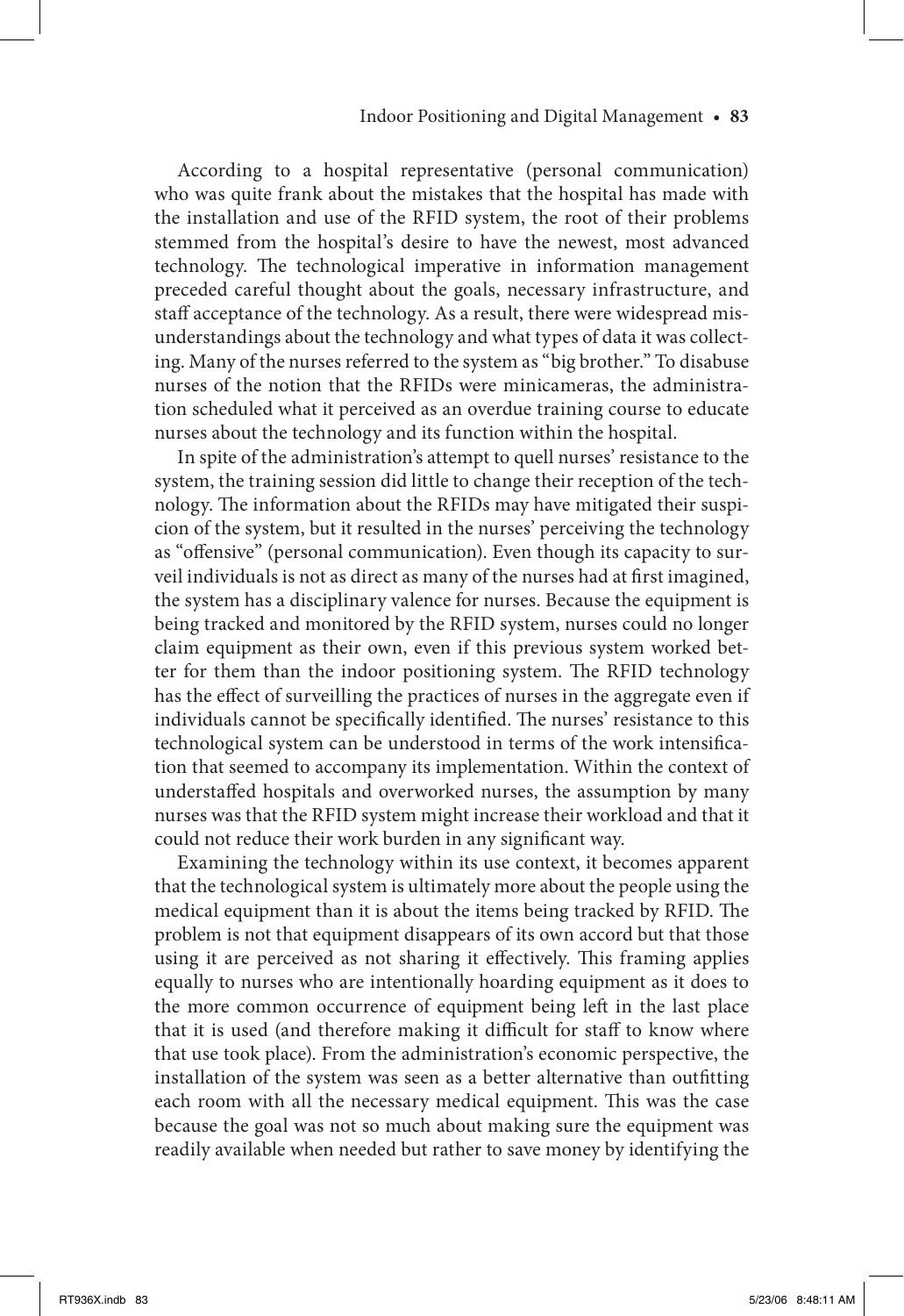According to a hospital representative (personal communication) who was quite frank about the mistakes that the hospital has made with the installation and use of the RFID system, the root of their problems stemmed from the hospital's desire to have the newest, most advanced technology. The technological imperative in information management preceded careful thought about the goals, necessary infrastructure, and staff acceptance of the technology. As a result, there were widespread misunderstandings about the technology and what types of data it was collecting. Many of the nurses referred to the system as "big brother." To disabuse nurses of the notion that the RFIDs were minicameras, the administration scheduled what it perceived as an overdue training course to educate nurses about the technology and its function within the hospital.

In spite of the administration's attempt to quell nurses' resistance to the system, the training session did little to change their reception of the technology. The information about the RFIDs may have mitigated their suspicion of the system, but it resulted in the nurses' perceiving the technology as "offensive" (personal communication). Even though its capacity to surveil individuals is not as direct as many of the nurses had at first imagined, the system has a disciplinary valence for nurses. Because the equipment is being tracked and monitored by the RFID system, nurses could no longer claim equipment as their own, even if this previous system worked better for them than the indoor positioning system. The RFID technology has the effect of surveilling the practices of nurses in the aggregate even if individuals cannot be specifically identified. The nurses' resistance to this technological system can be understood in terms of the work intensification that seemed to accompany its implementation. Within the context of understaffed hospitals and overworked nurses, the assumption by many nurses was that the RFID system might increase their workload and that it could not reduce their work burden in any significant way.

Examining the technology within its use context, it becomes apparent that the technological system is ultimately more about the people using the medical equipment than it is about the items being tracked by RFID. The problem is not that equipment disappears of its own accord but that those using it are perceived as not sharing it effectively. This framing applies equally to nurses who are intentionally hoarding equipment as it does to the more common occurrence of equipment being left in the last place that it is used (and therefore making it difficult for staff to know where that use took place). From the administration's economic perspective, the installation of the system was seen as a better alternative than outfitting each room with all the necessary medical equipment. This was the case because the goal was not so much about making sure the equipment was readily available when needed but rather to save money by identifying the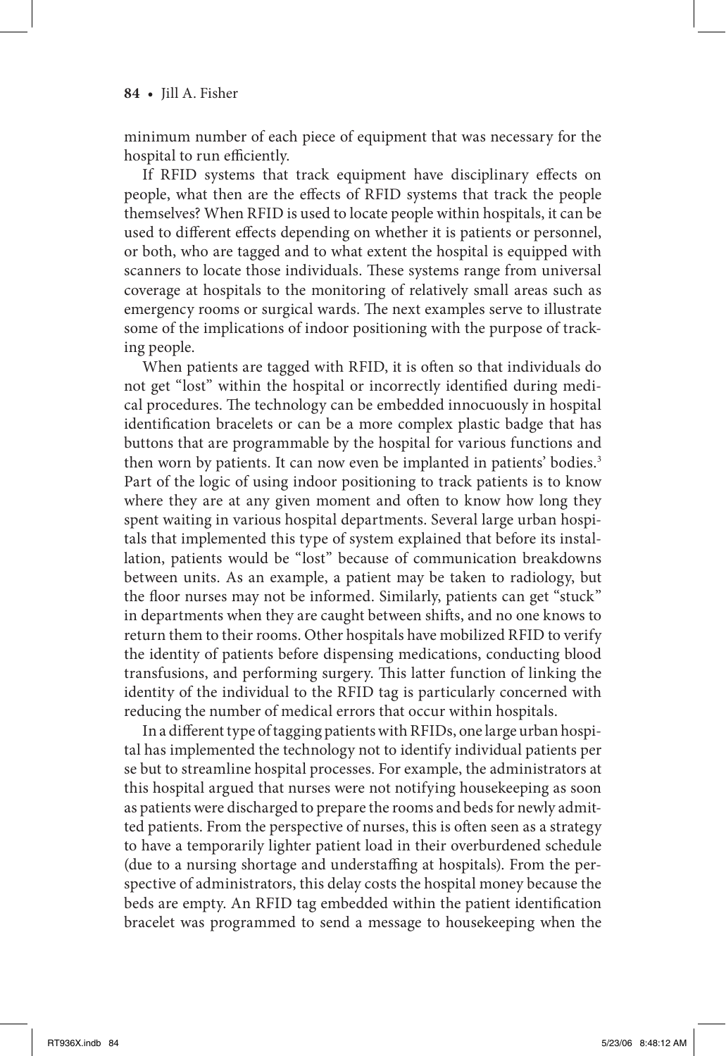minimum number of each piece of equipment that was necessary for the hospital to run efficiently.

If RFID systems that track equipment have disciplinary effects on people, what then are the effects of RFID systems that track the people themselves? When RFID is used to locate people within hospitals, it can be used to different effects depending on whether it is patients or personnel, or both, who are tagged and to what extent the hospital is equipped with scanners to locate those individuals. These systems range from universal coverage at hospitals to the monitoring of relatively small areas such as emergency rooms or surgical wards. The next examples serve to illustrate some of the implications of indoor positioning with the purpose of tracking people.

When patients are tagged with RFID, it is often so that individuals do not get "lost" within the hospital or incorrectly identified during medical procedures. The technology can be embedded innocuously in hospital identification bracelets or can be a more complex plastic badge that has buttons that are programmable by the hospital for various functions and then worn by patients. It can now even be implanted in patients' bodies.[3] Part of the logic of using indoor positioning to track patients is to know where they are at any given moment and often to know how long they spent waiting in various hospital departments. Several large urban hospitals that implemented this type of system explained that before its installation, patients would be "lost" because of communication breakdowns between units. As an example, a patient may be taken to radiology, but the floor nurses may not be informed. Similarly, patients can get "stuck" in departments when they are caught between shifts, and no one knows to return them to their rooms. Other hospitals have mobilized RFID to verify the identity of patients before dispensing medications, conducting blood transfusions, and performing surgery. This latter function of linking the identity of the individual to the RFID tag is particularly concerned with reducing the number of medical errors that occur within hospitals.

In a different type of tagging patients with RFIDs, one large urban hospital has implemented the technology not to identify individual patients per se but to streamline hospital processes. For example, the administrators at this hospital argued that nurses were not notifying housekeeping as soon as patients were discharged to prepare the rooms and beds for newly admitted patients. From the perspective of nurses, this is often seen as a strategy to have a temporarily lighter patient load in their overburdened schedule (due to a nursing shortage and understaffing at hospitals). From the perspective of administrators, this delay costs the hospital money because the beds are empty. An RFID tag embedded within the patient identification bracelet was programmed to send a message to housekeeping when the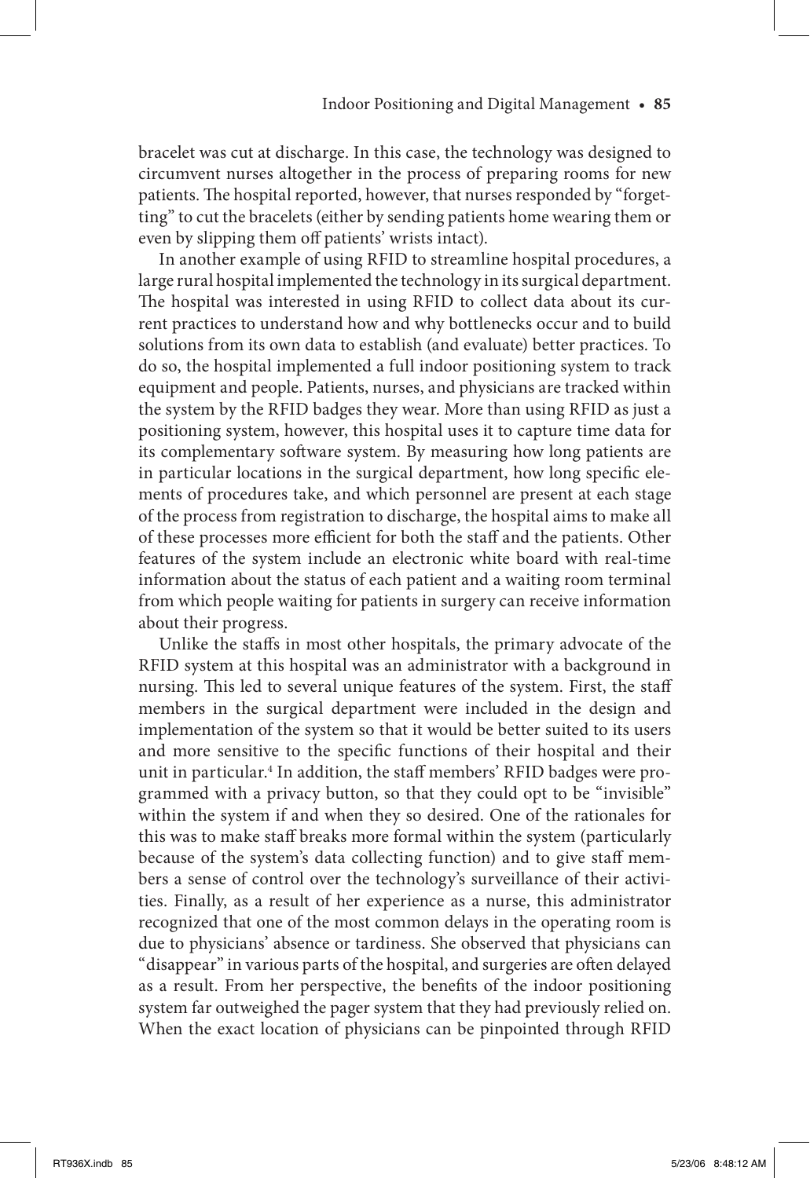bracelet was cut at discharge. In this case, the technology was designed to circumvent nurses altogether in the process of preparing rooms for new patients. The hospital reported, however, that nurses responded by "forgetting" to cut the bracelets (either by sending patients home wearing them or even by slipping them off patients' wrists intact).

In another example of using RFID to streamline hospital procedures, a large rural hospital implemented the technology in its surgical department. The hospital was interested in using RFID to collect data about its current practices to understand how and why bottlenecks occur and to build solutions from its own data to establish (and evaluate) better practices. To do so, the hospital implemented a full indoor positioning system to track equipment and people. Patients, nurses, and physicians are tracked within the system by the RFID badges they wear. More than using RFID as just a positioning system, however, this hospital uses it to capture time data for its complementary software system. By measuring how long patients are in particular locations in the surgical department, how long specific elements of procedures take, and which personnel are present at each stage of the process from registration to discharge, the hospital aims to make all of these processes more efficient for both the staff and the patients. Other features of the system include an electronic white board with real-time information about the status of each patient and a waiting room terminal from which people waiting for patients in surgery can receive information about their progress.

Unlike the staffs in most other hospitals, the primary advocate of the RFID system at this hospital was an administrator with a background in nursing. This led to several unique features of the system. First, the staff members in the surgical department were included in the design and implementation of the system so that it would be better suited to its users and more sensitive to the specific functions of their hospital and their unit in particular.[4] In addition, the staff members' RFID badges were programmed with a privacy button, so that they could opt to be "invisible" within the system if and when they so desired. One of the rationales for this was to make staff breaks more formal within the system (particularly because of the system's data collecting function) and to give staff members a sense of control over the technology's surveillance of their activities. Finally, as a result of her experience as a nurse, this administrator recognized that one of the most common delays in the operating room is due to physicians' absence or tardiness. She observed that physicians can "disappear" in various parts of the hospital, and surgeries are often delayed as a result. From her perspective, the benefits of the indoor positioning system far outweighed the pager system that they had previously relied on. When the exact location of physicians can be pinpointed through RFID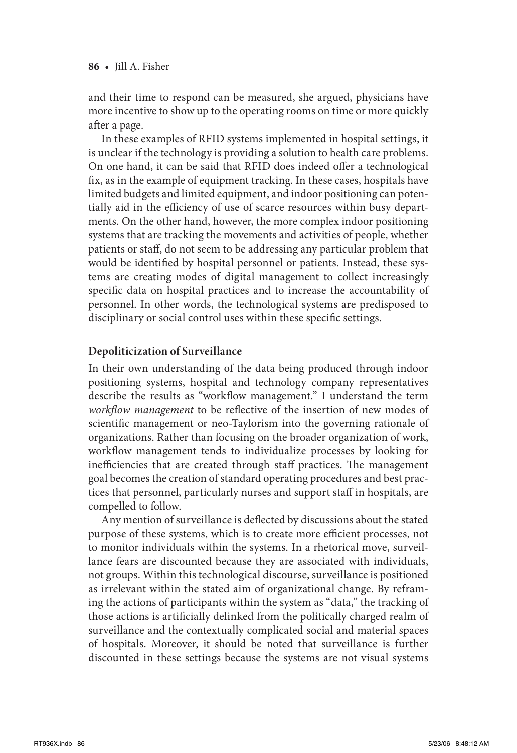and their time to respond can be measured, she argued, physicians have more incentive to show up to the operating rooms on time or more quickly after a page.

In these examples of RFID systems implemented in hospital settings, it is unclear if the technology is providing a solution to health care problems. On one hand, it can be said that RFID does indeed offer a technological fix, as in the example of equipment tracking. In these cases, hospitals have limited budgets and limited equipment, and indoor positioning can potentially aid in the efficiency of use of scarce resources within busy departments. On the other hand, however, the more complex indoor positioning systems that are tracking the movements and activities of people, whether patients or staff, do not seem to be addressing any particular problem that would be identified by hospital personnel or patients. Instead, these systems are creating modes of digital management to collect increasingly specific data on hospital practices and to increase the accountability of personnel. In other words, the technological systems are predisposed to disciplinary or social control uses within these specific settings.

## Depoliticization of Surveillance

In their own understanding of the data being produced through indoor positioning systems, hospital and technology company representatives describe the results as "workflow management." I understand the term *workflow management* to be reflective of the insertion of new modes of scientific management or neo-Taylorism into the governing rationale of organizations. Rather than focusing on the broader organization of work, workflow management tends to individualize processes by looking for inefficiencies that are created through staff practices. The management goal becomes the creation of standard operating procedures and best practices that personnel, particularly nurses and support staff in hospitals, are compelled to follow.

Any mention of surveillance is deflected by discussions about the stated purpose of these systems, which is to create more efficient processes, not to monitor individuals within the systems. In a rhetorical move, surveillance fears are discounted because they are associated with individuals, not groups. Within this technological discourse, surveillance is positioned as irrelevant within the stated aim of organizational change. By reframing the actions of participants within the system as "data," the tracking of those actions is artificially delinked from the politically charged realm of surveillance and the contextually complicated social and material spaces of hospitals. Moreover, it should be noted that surveillance is further discounted in these settings because the systems are not visual systems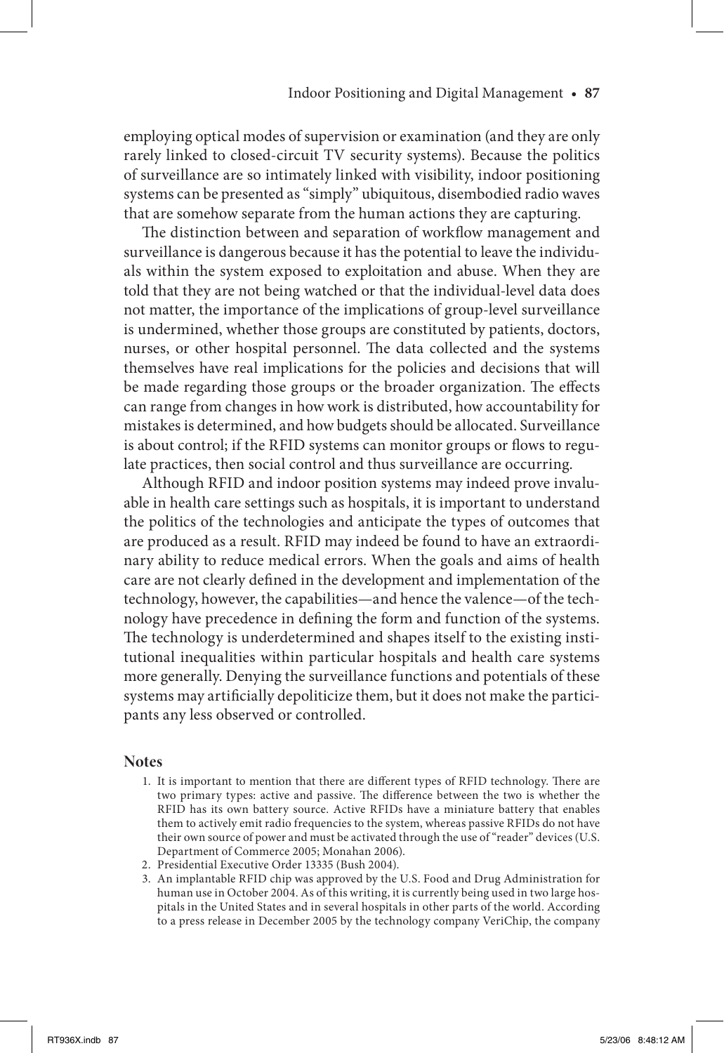employing optical modes of supervision or examination (and they are only rarely linked to closed-circuit TV security systems). Because the politics of surveillance are so intimately linked with visibility, indoor positioning systems can be presented as "simply" ubiquitous, disembodied radio waves that are somehow separate from the human actions they are capturing.

The distinction between and separation of workflow management and surveillance is dangerous because it has the potential to leave the individuals within the system exposed to exploitation and abuse. When they are told that they are not being watched or that the individual-level data does not matter, the importance of the implications of group-level surveillance is undermined, whether those groups are constituted by patients, doctors, nurses, or other hospital personnel. The data collected and the systems themselves have real implications for the policies and decisions that will be made regarding those groups or the broader organization. The effects can range from changes in how work is distributed, how accountability for mistakes is determined, and how budgets should be allocated. Surveillance is about control; if the RFID systems can monitor groups or flows to regulate practices, then social control and thus surveillance are occurring.

Although RFID and indoor position systems may indeed prove invaluable in health care settings such as hospitals, it is important to understand the politics of the technologies and anticipate the types of outcomes that are produced as a result. RFID may indeed be found to have an extraordinary ability to reduce medical errors. When the goals and aims of health care are not clearly defined in the development and implementation of the technology, however, the capabilities—and hence the valence—of the technology have precedence in defining the form and function of the systems. The technology is underdetermined and shapes itself to the existing institutional inequalities within particular hospitals and health care systems more generally. Denying the surveillance functions and potentials of these systems may artificially depoliticize them, but it does not make the participants any less observed or controlled.

## Notes

1. It is important to mention that there are different types of RFID technology. There are two primary types: active and passive. The difference between the two is whether the RFID has its own battery source. Active RFIDs have a miniature battery that enables them to actively emit radio frequencies to the system, whereas passive RFIDs do not have their own source of power and must be activated through the use of "reader" devices (U.S. Department of Commerce 2005; Monahan 2006).
2. Presidential Executive Order 13335 (Bush 2004).
3. An implantable RFID chip was approved by the U.S. Food and Drug Administration for human use in October 2004. As of this writing, it is currently being used in two large hospitals in the United States and in several hospitals in other parts of the world. According to a press release in December 2005 by the technology company VeriChip, the company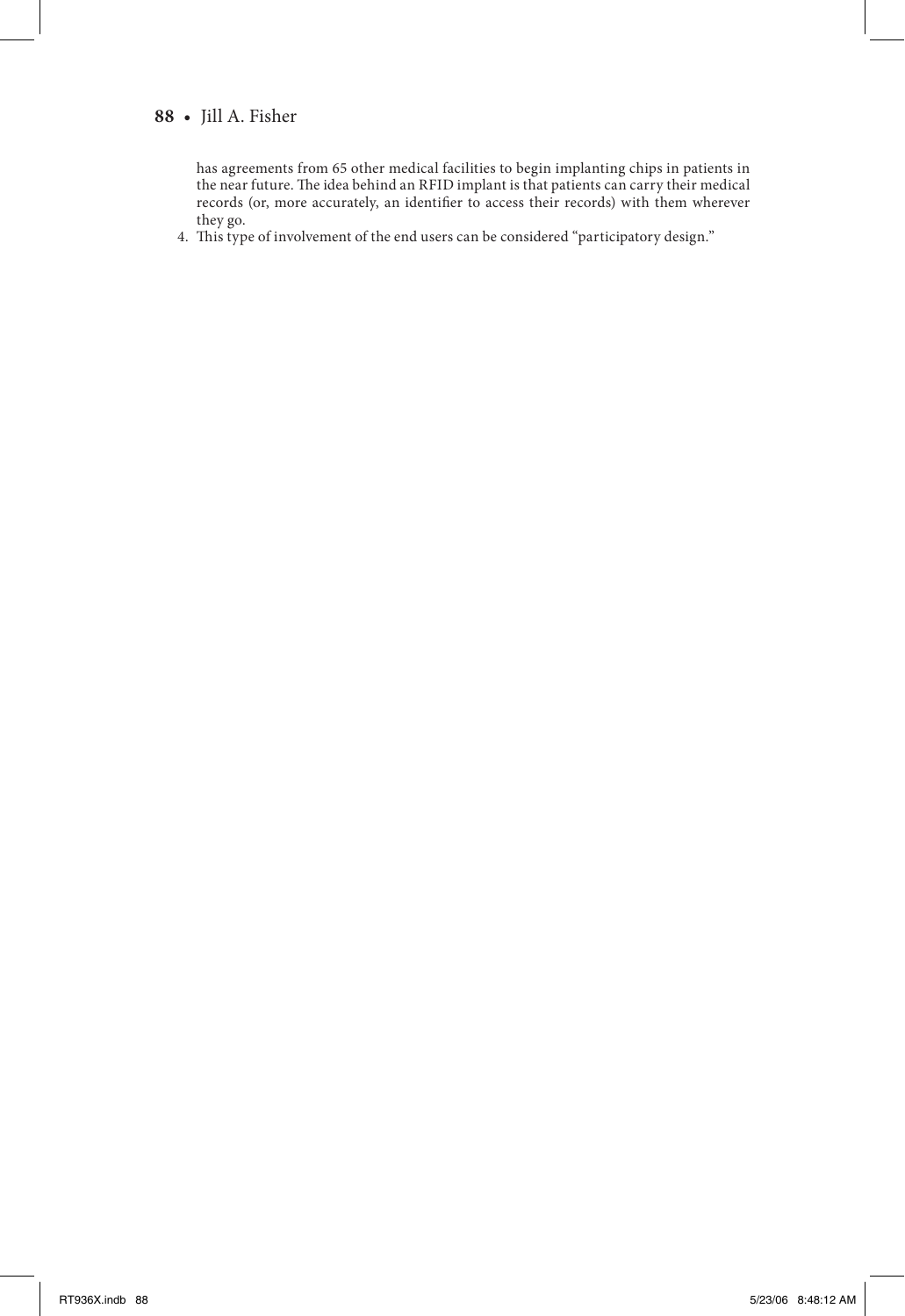has agreements from 65 other medical facilities to begin implanting chips in patients in the near future. The idea behind an RFID implant is that patients can carry their medical records (or, more accurately, an identifier to access their records) with them wherever they go.

4. This type of involvement of the end users can be considered "participatory design."